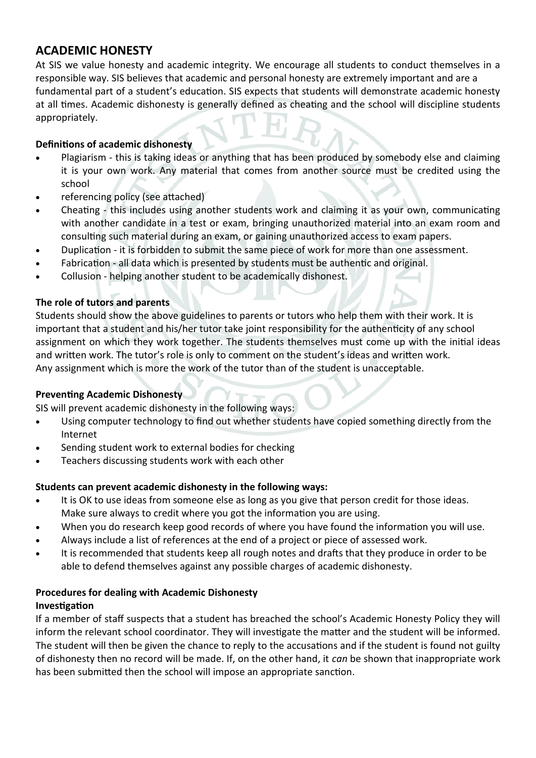## ACADEMIC HONESTY

At SIS we value honesty and academic integrity. We encourage all students to conduct themselves in a responsible way. SIS believes that academic and personal honesty are extremely important and are a fundamental part of a student's education. SIS expects that students will demonstrate academic honesty at all times. Academic dishonesty is generally defined as cheating and the school will discipline students appropriately.

### Definitions of academic dishonesty

- Plagiarism - this is taking ideas or anything that has been produced by somebody else and claiming it is your own work. Any material that comes from another source must be credited using the school
- referencing policy (see attached)
- Cheating - this includes using another students work and claiming it as your own, communicating with another candidate in a test or exam, bringing unauthorized material into an exam room and consulting such material during an exam, or gaining unauthorized access to exam papers.
- Duplication - it is forbidden to submit the same piece of work for more than one assessment.
- Fabrication - all data which is presented by students must be authentic and original.
- Collusion - helping another student to be academically dishonest.

### The role of tutors and parents

Students should show the above guidelines to parents or tutors who help them with their work. It is important that a student and his/her tutor take joint responsibility for the authenticity of any school assignment on which they work together. The students themselves must come up with the initial ideas and written work. The tutor's role is only to comment on the student's ideas and written work.
Any assignment which is more the work of the tutor than of the student is unacceptable.

### Preventing Academic Dishonesty

SIS will prevent academic dishonesty in the following ways:

- Using computer technology to find out whether students have copied something directly from the Internet
- Sending student work to external bodies for checking
- Teachers discussing students work with each other

### Students can prevent academic dishonesty in the following ways:

- It is OK to use ideas from someone else as long as you give that person credit for those ideas. Make sure always to credit where you got the information you are using.
- When you do research keep good records of where you have found the information you will use.
- Always include a list of references at the end of a project or piece of assessed work.
- It is recommended that students keep all rough notes and drafts that they produce in order to be able to defend themselves against any possible charges of academic dishonesty.

### Procedures for dealing with Academic Dishonesty

**Investigation**

If a member of staff suspects that a student has breached the school's Academic Honesty Policy they will inform the relevant school coordinator. They will investigate the matter and the student will be informed. The student will then be given the chance to reply to the accusations and if the student is found not guilty of dishonesty then no record will be made. If, on the other hand, it *can* be shown that inappropriate work has been submitted then the school will impose an appropriate sanction.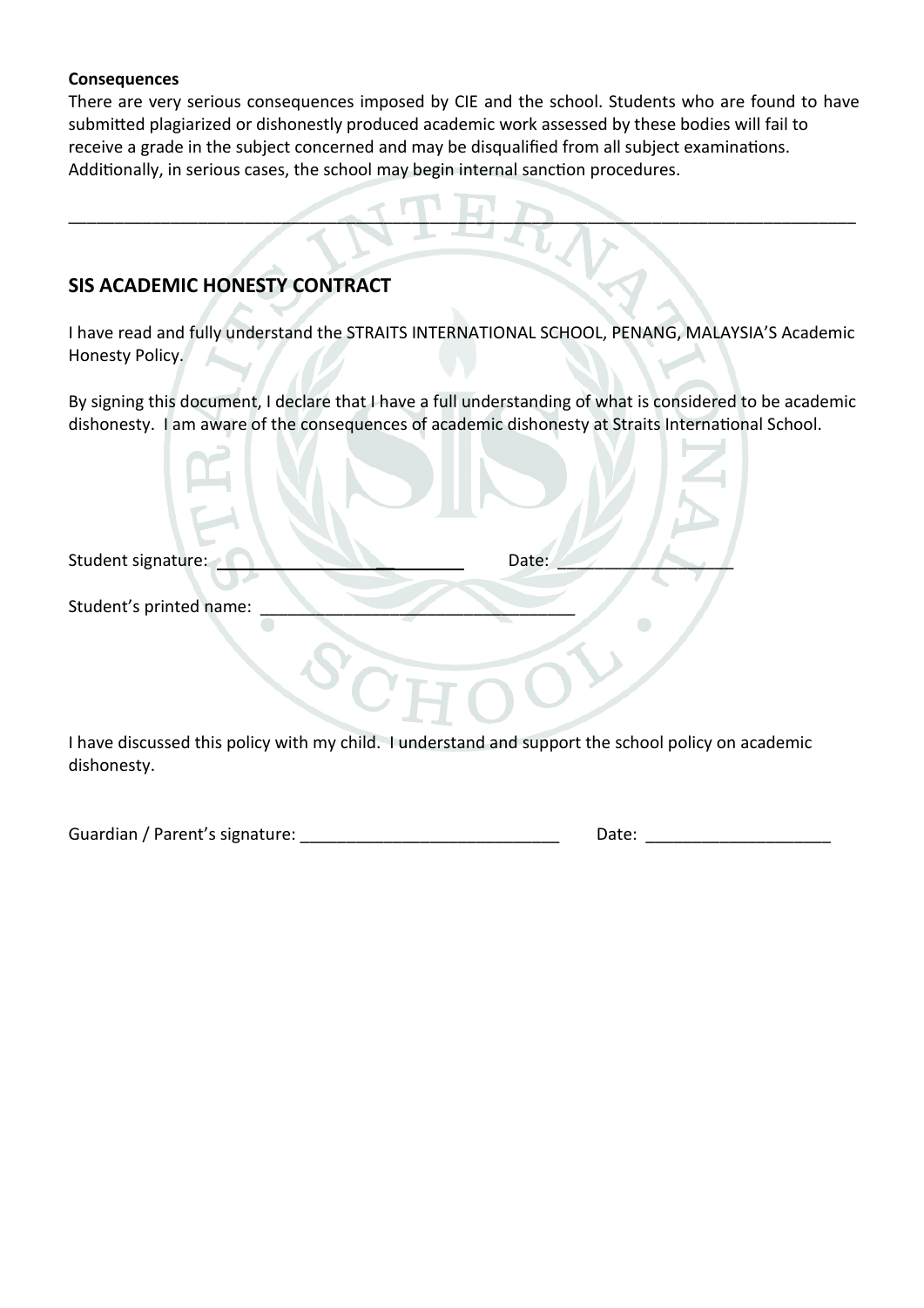**Consequences**

There are very serious consequences imposed by CIE and the school. Students who are found to have submitted plagiarized or dishonestly produced academic work assessed by these bodies will fail to receive a grade in the subject concerned and may be disqualified from all subject examinations. Additionally, in serious cases, the school may begin internal sanction procedures.

---

## SIS ACADEMIC HONESTY CONTRACT

I have read and fully understand the STRAITS INTERNATIONAL SCHOOL, PENANG, MALAYSIA'S Academic Honesty Policy.

By signing this document, I declare that I have a full understanding of what is considered to be academic dishonesty. I am aware of the consequences of academic dishonesty at Straits International School.

Student signature: ____________________ Date: ____________________

Student's printed name: ________________________________

I have discussed this policy with my child. I understand and support the school policy on academic dishonesty.

Guardian / Parent's signature: ____________________________ Date: ____________________